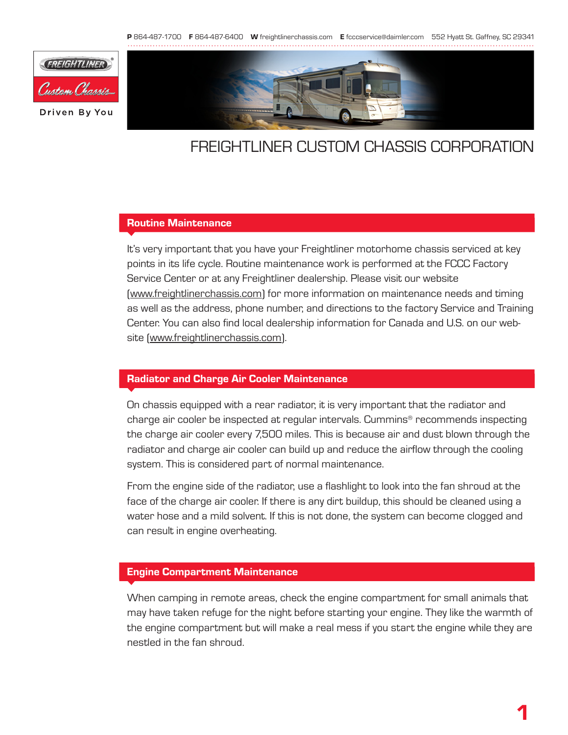**P** 864-487-1700 **F** 864-487-6400 **W** freightlinerchassis.com **E** fcccservice@daimler.com 552 Hyatt St. Gaffney, SC 29341

FREIGHTLINER Custom Chassis

Driven By You

# FREIGHTLINER CUSTOM CHASSIS CORPORATION

## Routine Maintenance

It's very important that you have your Freightliner motorhome chassis serviced at key points in its life cycle. Routine maintenance work is performed at the FCCC Factory Service Center or at any Freightliner dealership. Please visit our website (www.freightlinerchassis.com) for more information on maintenance needs and timing as well as the address, phone number, and directions to the factory Service and Training Center. You can also find local dealership information for Canada and U.S. on our website (www.freightlinerchassis.com).

## Radiator and Charge Air Cooler Maintenance

On chassis equipped with a rear radiator, it is very important that the radiator and charge air cooler be inspected at regular intervals. Cummins® recommends inspecting the charge air cooler every 7,500 miles. This is because air and dust blown through the radiator and charge air cooler can build up and reduce the airflow through the cooling system. This is considered part of normal maintenance.

From the engine side of the radiator, use a flashlight to look into the fan shroud at the face of the charge air cooler. If there is any dirt buildup, this should be cleaned using a water hose and a mild solvent. If this is not done, the system can become clogged and can result in engine overheating.

## Engine Compartment Maintenance

When camping in remote areas, check the engine compartment for small animals that may have taken refuge for the night before starting your engine. They like the warmth of the engine compartment but will make a real mess if you start the engine while they are nestled in the fan shroud.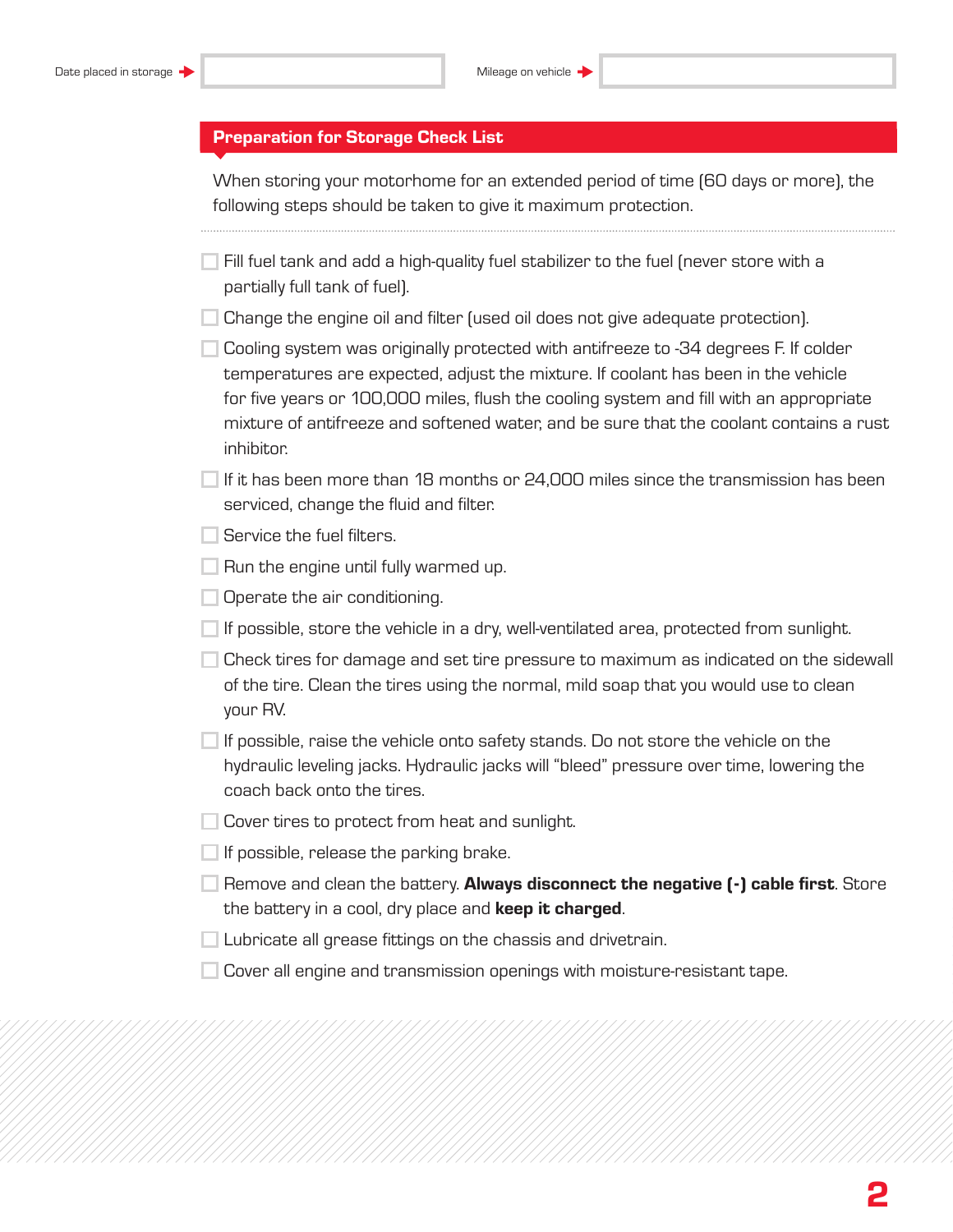Date placed in storage → ____________________ Mileage on vehicle → ____________________

## Preparation for Storage Check List

When storing your motorhome for an extended period of time (60 days or more), the following steps should be taken to give it maximum protection.

- [ ] Fill fuel tank and add a high-quality fuel stabilizer to the fuel (never store with a partially full tank of fuel).
- [ ] Change the engine oil and filter (used oil does not give adequate protection).
- [ ] Cooling system was originally protected with antifreeze to -34 degrees F. If colder temperatures are expected, adjust the mixture. If coolant has been in the vehicle for five years or 100,000 miles, flush the cooling system and fill with an appropriate mixture of antifreeze and softened water, and be sure that the coolant contains a rust inhibitor.
- [ ] If it has been more than 18 months or 24,000 miles since the transmission has been serviced, change the fluid and filter.
- [ ] Service the fuel filters.
- [ ] Run the engine until fully warmed up.
- [ ] Operate the air conditioning.
- [ ] If possible, store the vehicle in a dry, well-ventilated area, protected from sunlight.
- [ ] Check tires for damage and set tire pressure to maximum as indicated on the sidewall of the tire. Clean the tires using the normal, mild soap that you would use to clean your RV.
- [ ] If possible, raise the vehicle onto safety stands. Do not store the vehicle on the hydraulic leveling jacks. Hydraulic jacks will "bleed" pressure over time, lowering the coach back onto the tires.
- [ ] Cover tires to protect from heat and sunlight.
- [ ] If possible, release the parking brake.
- [ ] Remove and clean the battery. **Always disconnect the negative (-) cable first**. Store the battery in a cool, dry place and **keep it charged**.
- [ ] Lubricate all grease fittings on the chassis and drivetrain.
- [ ] Cover all engine and transmission openings with moisture-resistant tape.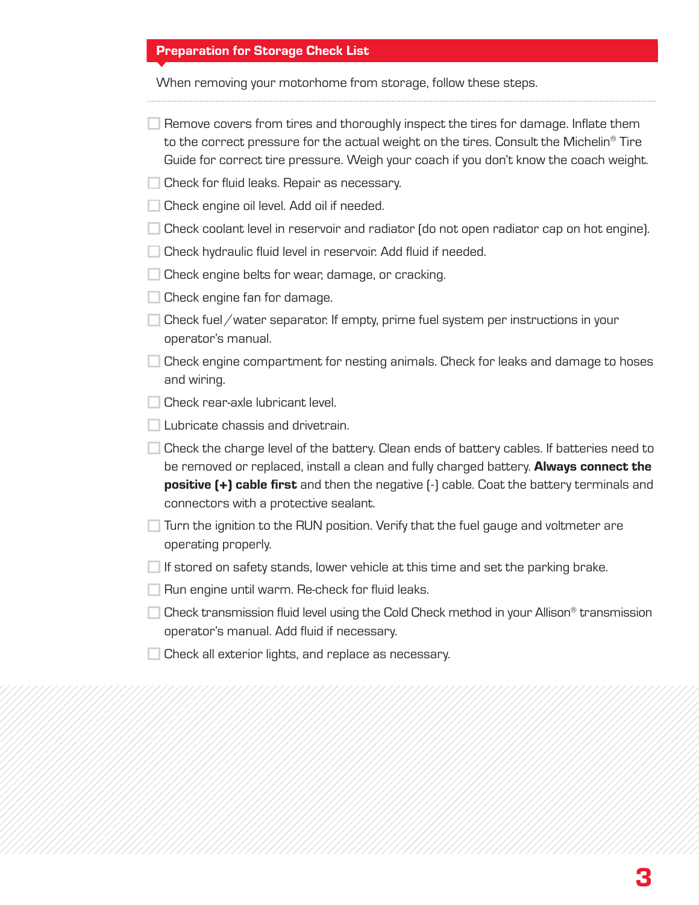## Preparation for Storage Check List

When removing your motorhome from storage, follow these steps.

- [ ] Remove covers from tires and thoroughly inspect the tires for damage. Inflate them to the correct pressure for the actual weight on the tires. Consult the Michelin® Tire Guide for correct tire pressure. Weigh your coach if you don't know the coach weight.
- [ ] Check for fluid leaks. Repair as necessary.
- [ ] Check engine oil level. Add oil if needed.
- [ ] Check coolant level in reservoir and radiator (do not open radiator cap on hot engine).
- [ ] Check hydraulic fluid level in reservoir. Add fluid if needed.
- [ ] Check engine belts for wear, damage, or cracking.
- [ ] Check engine fan for damage.
- [ ] Check fuel / water separator. If empty, prime fuel system per instructions in your operator's manual.
- [ ] Check engine compartment for nesting animals. Check for leaks and damage to hoses and wiring.
- [ ] Check rear-axle lubricant level.
- [ ] Lubricate chassis and drivetrain.
- [ ] Check the charge level of the battery. Clean ends of battery cables. If batteries need to be removed or replaced, install a clean and fully charged battery. **Always connect the positive (+) cable first** and then the negative (-) cable. Coat the battery terminals and connectors with a protective sealant.
- [ ] Turn the ignition to the RUN position. Verify that the fuel gauge and voltmeter are operating properly.
- [ ] If stored on safety stands, lower vehicle at this time and set the parking brake.
- [ ] Run engine until warm. Re-check for fluid leaks.
- [ ] Check transmission fluid level using the Cold Check method in your Allison® transmission operator's manual. Add fluid if necessary.
- [ ] Check all exterior lights, and replace as necessary.